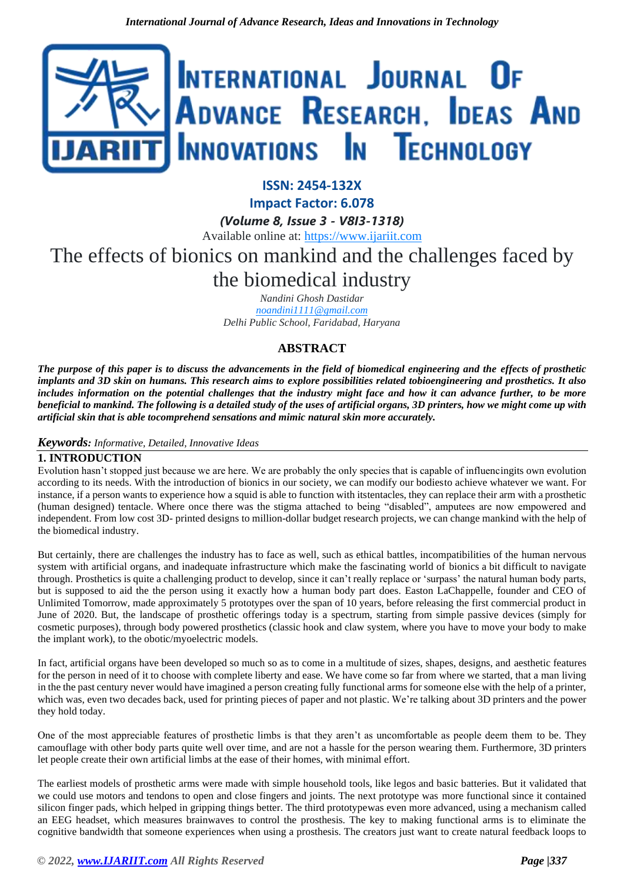**ISSN: 2454-132X**

**Impact Factor: 6.078**

***(Volume 8, Issue 3 - V8I3-1318)***

Available online at: https://www.ijariit.com

# The effects of bionics on mankind and the challenges faced by the biomedical industry

*Nandini Ghosh Dastidar*
*noandini1111@gmail.com*
*Delhi Public School, Faridabad, Haryana*

## ABSTRACT

***The purpose of this paper is to discuss the advancements in the field of biomedical engineering and the effects of prosthetic implants and 3D skin on humans. This research aims to explore possibilities related tobioengineering and prosthetics. It also includes information on the potential challenges that the industry might face and how it can advance further, to be more beneficial to mankind. The following is a detailed study of the uses of artificial organs, 3D printers, how we might come up with artificial skin that is able tocomprehend sensations and mimic natural skin more accurately.***

***Keywords:*** *Informative, Detailed, Innovative Ideas*

## 1. INTRODUCTION

Evolution hasn't stopped just because we are here. We are probably the only species that is capable of influencingits own evolution according to its needs. With the introduction of bionics in our society, we can modify our bodiesto achieve whatever we want. For instance, if a person wants to experience how a squid is able to function with itstentacles, they can replace their arm with a prosthetic (human designed) tentacle. Where once there was the stigma attached to being "disabled", amputees are now empowered and independent. From low cost 3D- printed designs to million-dollar budget research projects, we can change mankind with the help of the biomedical industry.

But certainly, there are challenges the industry has to face as well, such as ethical battles, incompatibilities of the human nervous system with artificial organs, and inadequate infrastructure which make the fascinating world of bionics a bit difficult to navigate through. Prosthetics is quite a challenging product to develop, since it can't really replace or 'surpass' the natural human body parts, but is supposed to aid the the person using it exactly how a human body part does. Easton LaChappelle, founder and CEO of Unlimited Tomorrow, made approximately 5 prototypes over the span of 10 years, before releasing the first commercial product in June of 2020. But, the landscape of prosthetic offerings today is a spectrum, starting from simple passive devices (simply for cosmetic purposes), through body powered prosthetics (classic hook and claw system, where you have to move your body to make the implant work), to the obotic/myoelectric models.

In fact, artificial organs have been developed so much so as to come in a multitude of sizes, shapes, designs, and aesthetic features for the person in need of it to choose with complete liberty and ease. We have come so far from where we started, that a man living in the the past century never would have imagined a person creating fully functional arms for someone else with the help of a printer, which was, even two decades back, used for printing pieces of paper and not plastic. We're talking about 3D printers and the power they hold today.

One of the most appreciable features of prosthetic limbs is that they aren't as uncomfortable as people deem them to be. They camouflage with other body parts quite well over time, and are not a hassle for the person wearing them. Furthermore, 3D printers let people create their own artificial limbs at the ease of their homes, with minimal effort.

The earliest models of prosthetic arms were made with simple household tools, like legos and basic batteries. But it validated that we could use motors and tendons to open and close fingers and joints. The next prototype was more functional since it contained silicon finger pads, which helped in gripping things better. The third prototypewas even more advanced, using a mechanism called an EEG headset, which measures brainwaves to control the prosthesis. The key to making functional arms is to eliminate the cognitive bandwidth that someone experiences when using a prosthesis. The creators just want to create natural feedback loops to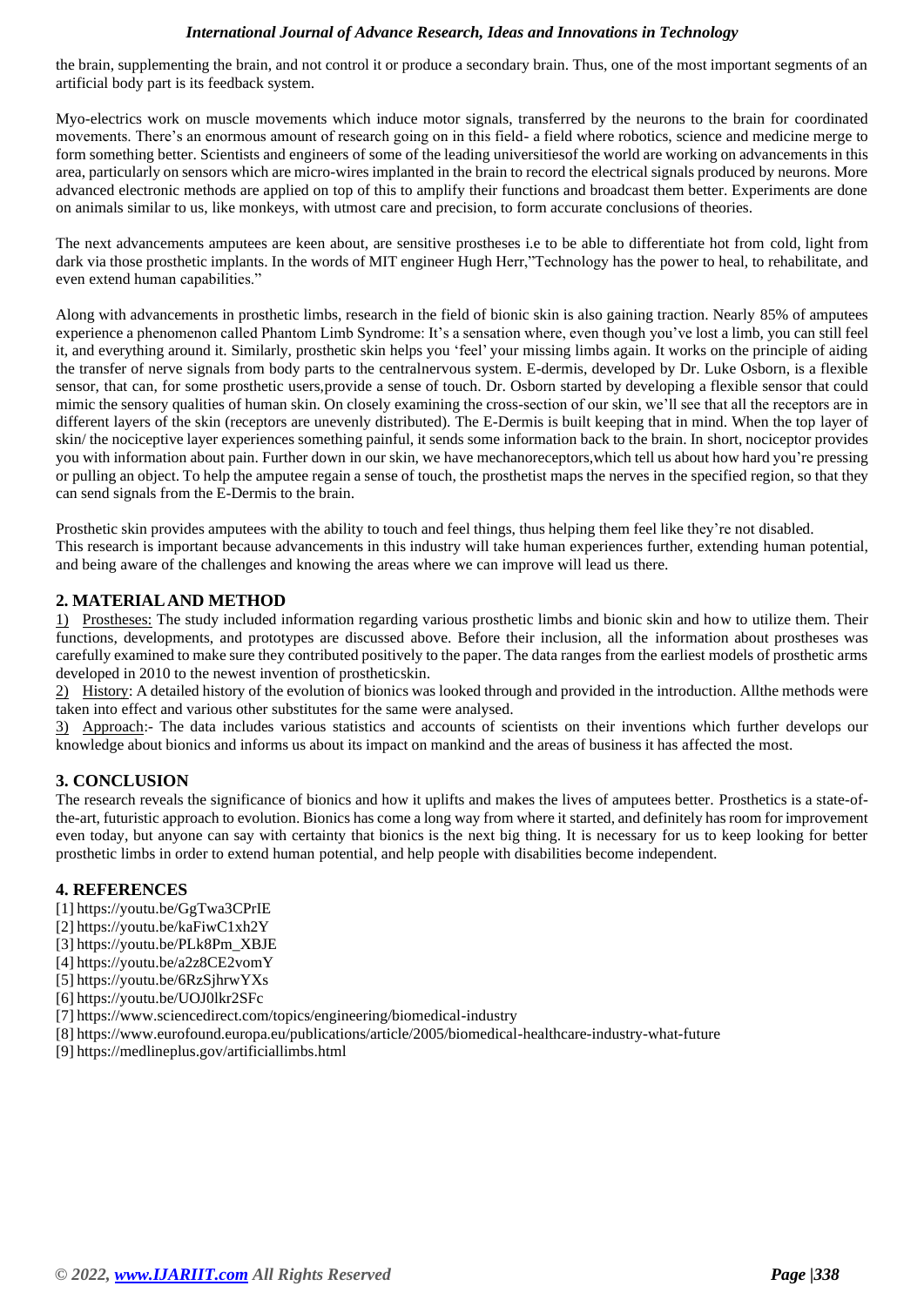the brain, supplementing the brain, and not control it or produce a secondary brain. Thus, one of the most important segments of an artificial body part is its feedback system.

Myo-electrics work on muscle movements which induce motor signals, transferred by the neurons to the brain for coordinated movements. There's an enormous amount of research going on in this field- a field where robotics, science and medicine merge to form something better. Scientists and engineers of some of the leading universitiesof the world are working on advancements in this area, particularly on sensors which are micro-wires implanted in the brain to record the electrical signals produced by neurons. More advanced electronic methods are applied on top of this to amplify their functions and broadcast them better. Experiments are done on animals similar to us, like monkeys, with utmost care and precision, to form accurate conclusions of theories.

The next advancements amputees are keen about, are sensitive prostheses i.e to be able to differentiate hot from cold, light from dark via those prosthetic implants. In the words of MIT engineer Hugh Herr,"Technology has the power to heal, to rehabilitate, and even extend human capabilities."

Along with advancements in prosthetic limbs, research in the field of bionic skin is also gaining traction. Nearly 85% of amputees experience a phenomenon called Phantom Limb Syndrome: It's a sensation where, even though you've lost a limb, you can still feel it, and everything around it. Similarly, prosthetic skin helps you 'feel' your missing limbs again. It works on the principle of aiding the transfer of nerve signals from body parts to the centralnervous system. E-dermis, developed by Dr. Luke Osborn, is a flexible sensor, that can, for some prosthetic users,provide a sense of touch. Dr. Osborn started by developing a flexible sensor that could mimic the sensory qualities of human skin. On closely examining the cross-section of our skin, we'll see that all the receptors are in different layers of the skin (receptors are unevenly distributed). The E-Dermis is built keeping that in mind. When the top layer of skin/ the nociceptive layer experiences something painful, it sends some information back to the brain. In short, nociceptor provides you with information about pain. Further down in our skin, we have mechanoreceptors,which tell us about how hard you're pressing or pulling an object. To help the amputee regain a sense of touch, the prosthetist maps the nerves in the specified region, so that they can send signals from the E-Dermis to the brain.

Prosthetic skin provides amputees with the ability to touch and feel things, thus helping them feel like they're not disabled. This research is important because advancements in this industry will take human experiences further, extending human potential, and being aware of the challenges and knowing the areas where we can improve will lead us there.

## 2. MATERIAL AND METHOD

1) Prostheses: The study included information regarding various prosthetic limbs and bionic skin and how to utilize them. Their functions, developments, and prototypes are discussed above. Before their inclusion, all the information about prostheses was carefully examined to make sure they contributed positively to the paper. The data ranges from the earliest models of prosthetic arms developed in 2010 to the newest invention of prostheticskin.

2) History: A detailed history of the evolution of bionics was looked through and provided in the introduction. Allthe methods were taken into effect and various other substitutes for the same were analysed.

3) Approach:- The data includes various statistics and accounts of scientists on their inventions which further develops our knowledge about bionics and informs us about its impact on mankind and the areas of business it has affected the most.

## 3. CONCLUSION

The research reveals the significance of bionics and how it uplifts and makes the lives of amputees better. Prosthetics is a state-of-the-art, futuristic approach to evolution. Bionics has come a long way from where it started, and definitely has room for improvement even today, but anyone can say with certainty that bionics is the next big thing. It is necessary for us to keep looking for better prosthetic limbs in order to extend human potential, and help people with disabilities become independent.

## 4. REFERENCES

[1] https://youtu.be/GgTwa3CPrIE
[2] https://youtu.be/kaFiwC1xh2Y
[3] https://youtu.be/PLk8Pm_XBJE
[4] https://youtu.be/a2z8CE2vomY
[5] https://youtu.be/6RzSjhrwYXs
[6] https://youtu.be/UOJ0lkr2SFc
[7] https://www.sciencedirect.com/topics/engineering/biomedical-industry
[8] https://www.eurofound.europa.eu/publications/article/2005/biomedical-healthcare-industry-what-future
[9] https://medlineplus.gov/artificiallimbs.html